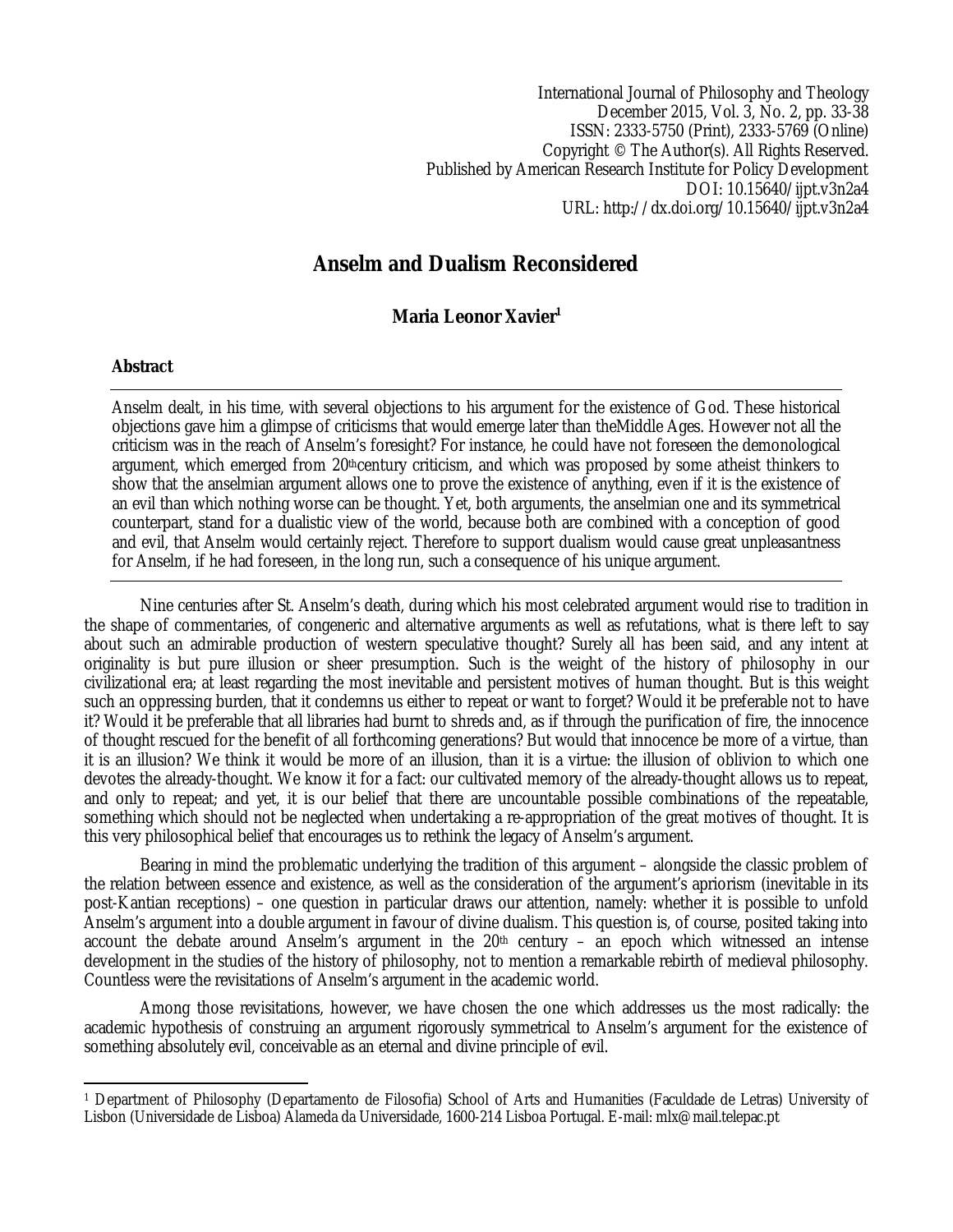International Journal of Philosophy and Theology
December 2015, Vol. 3, No. 2, pp. 33-38
ISSN: 2333-5750 (Print), 2333-5769 (Online)
Copyright © The Author(s). All Rights Reserved.
Published by American Research Institute for Policy Development
DOI: 10.15640/ijpt.v3n2a4
URL: http://dx.doi.org/10.15640/ijpt.v3n2a4

# Anselm and Dualism Reconsidered

**Maria Leonor Xavier[1]**

## Abstract

Anselm dealt, in his time, with several objections to his argument for the existence of God. These historical objections gave him a glimpse of criticisms that would emerge later than theMiddle Ages. However not all the criticism was in the reach of Anselm's foresight? For instance, he could have not foreseen the demonological argument, which emerged from 20thcentury criticism, and which was proposed by some atheist thinkers to show that the anselmian argument allows one to prove the existence of anything, even if it is the existence of an evil than which nothing worse can be thought. Yet, both arguments, the anselmian one and its symmetrical counterpart, stand for a dualistic view of the world, because both are combined with a conception of good and evil, that Anselm would certainly reject. Therefore to support dualism would cause great unpleasantness for Anselm, if he had foreseen, in the long run, such a consequence of his unique argument.

Nine centuries after St. Anselm's death, during which his most celebrated argument would rise to tradition in the shape of commentaries, of congeneric and alternative arguments as well as refutations, what is there left to say about such an admirable production of western speculative thought? Surely all has been said, and any intent at originality is but pure illusion or sheer presumption. Such is the weight of the history of philosophy in our civilizational era; at least regarding the most inevitable and persistent motives of human thought. But is this weight such an oppressing burden, that it condemns us either to repeat or want to forget? Would it be preferable not to have it? Would it be preferable that all libraries had burnt to shreds and, as if through the purification of fire, the innocence of thought rescued for the benefit of all forthcoming generations? But would that innocence be more of a virtue, than it is an illusion? We think it would be more of an illusion, than it is a virtue: the illusion of oblivion to which one devotes the already-thought. We know it for a fact: our cultivated memory of the already-thought allows us to repeat, and only to repeat; and yet, it is our belief that there are uncountable possible combinations of the repeatable, something which should not be neglected when undertaking a re-appropriation of the great motives of thought. It is this very philosophical belief that encourages us to rethink the legacy of Anselm's argument.

Bearing in mind the problematic underlying the tradition of this argument – alongside the classic problem of the relation between essence and existence, as well as the consideration of the argument's apriorism (inevitable in its post-Kantian receptions) – one question in particular draws our attention, namely: whether it is possible to unfold Anselm's argument into a double argument in favour of divine dualism. This question is, of course, posited taking into account the debate around Anselm's argument in the 20th century – an epoch which witnessed an intense development in the studies of the history of philosophy, not to mention a remarkable rebirth of medieval philosophy. Countless were the revisitations of Anselm's argument in the academic world.

Among those revisitations, however, we have chosen the one which addresses us the most radically: the academic hypothesis of construing an argument rigorously symmetrical to Anselm's argument for the existence of something absolutely evil, conceivable as an eternal and divine principle of evil.

---

[1] Department of Philosophy (Departamento de Filosofia) School of Arts and Humanities (Faculdade de Letras) University of Lisbon (Universidade de Lisboa) Alameda da Universidade, 1600-214 Lisboa Portugal. E-mail: mlx@mail.telepac.pt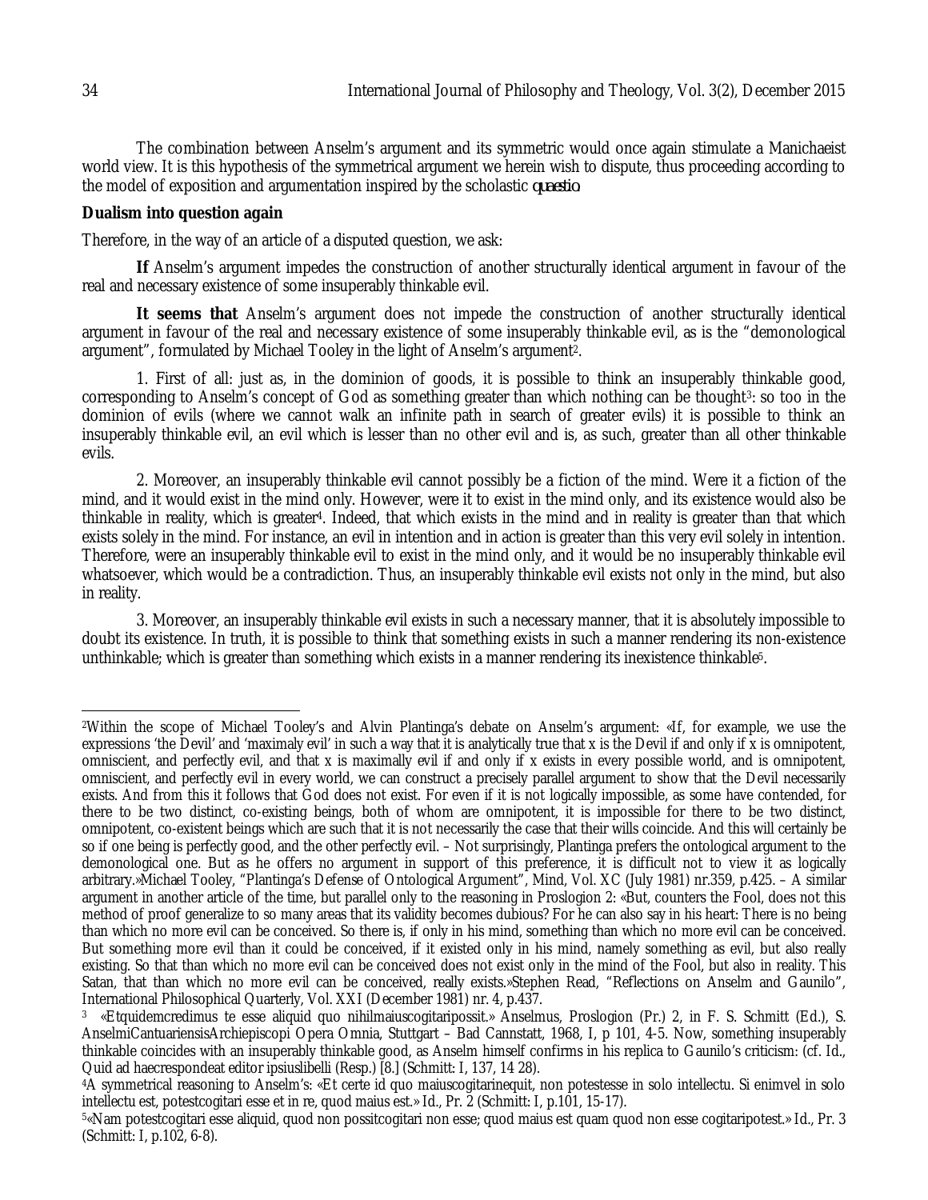The combination between Anselm's argument and its symmetric would once again stimulate a Manichaeist world view. It is this hypothesis of the symmetrical argument we herein wish to dispute, thus proceeding according to the model of exposition and argumentation inspired by the scholastic *quaestio*.

**Dualism into question again**

Therefore, in the way of an article of a disputed question, we ask:

**If** Anselm's argument impedes the construction of another structurally identical argument in favour of the real and necessary existence of some insuperably thinkable evil.

**It seems that** Anselm's argument does not impede the construction of another structurally identical argument in favour of the real and necessary existence of some insuperably thinkable evil, as is the "demonological argument", formulated by Michael Tooley in the light of Anselm's argument[2].

1. First of all: just as, in the dominion of goods, it is possible to think an insuperably thinkable good, corresponding to Anselm's concept of God as something greater than which nothing can be thought[3]: so too in the dominion of evils (where we cannot walk an infinite path in search of greater evils) it is possible to think an insuperably thinkable evil, an evil which is lesser than no other evil and is, as such, greater than all other thinkable evils.

2. Moreover, an insuperably thinkable evil cannot possibly be a fiction of the mind. Were it a fiction of the mind, and it would exist in the mind only. However, were it to exist in the mind only, and its existence would also be thinkable in reality, which is greater[4]. Indeed, that which exists in the mind and in reality is greater than that which exists solely in the mind. For instance, an evil in intention and in action is greater than this very evil solely in intention. Therefore, were an insuperably thinkable evil to exist in the mind only, and it would be no insuperably thinkable evil whatsoever, which would be a contradiction. Thus, an insuperably thinkable evil exists not only in the mind, but also in reality.

3. Moreover, an insuperably thinkable evil exists in such a necessary manner, that it is absolutely impossible to doubt its existence. In truth, it is possible to think that something exists in such a manner rendering its non-existence unthinkable; which is greater than something which exists in a manner rendering its inexistence thinkable[5].

---

[2]Within the scope of Michael Tooley's and Alvin Plantinga's debate on Anselm's argument: «If, for example, we use the expressions 'the Devil' and 'maximaly evil' in such a way that it is analytically true that x is the Devil if and only if x is omnipotent, omniscient, and perfectly evil, and that x is maximally evil if and only if x exists in every possible world, and is omnipotent, omniscient, and perfectly evil in every world, we can construct a precisely parallel argument to show that the Devil necessarily exists. And from this it follows that God does not exist. For even if it is not logically impossible, as some have contended, for there to be two distinct, co-existing beings, both of whom are omnipotent, it is impossible for there to be two distinct, omnipotent, co-existent beings which are such that it is not necessarily the case that their wills coincide. And this will certainly be so if one being is perfectly good, and the other perfectly evil. – Not surprisingly, Plantinga prefers the ontological argument to the demonological one. But as he offers no argument in support of this preference, it is difficult not to view it as logically arbitrary.»Michael Tooley, "Plantinga's Defense of Ontological Argument", Mind, Vol. XC (July 1981) nr.359, p.425. – A similar argument in another article of the time, but parallel only to the reasoning in Proslogion 2: «But, counters the Fool, does not this method of proof generalize to so many areas that its validity becomes dubious? For he can also say in his heart: There is no being than which no more evil can be conceived. So there is, if only in his mind, something than which no more evil can be conceived. But something more evil than it could be conceived, if it existed only in his mind, namely something as evil, but also really existing. So that than which no more evil can be conceived does not exist only in the mind of the Fool, but also in reality. This Satan, that than which no more evil can be conceived, really exists.»Stephen Read, "Reflections on Anselm and Gaunilo", International Philosophical Quarterly, Vol. XXI (December 1981) nr. 4, p.437.

[3] «Etquidemcredimus te esse aliquid quo nihilmaiuscogitaripossit.» Anselmus, Proslogion (Pr.) 2, in F. S. Schmitt (Ed.), S. AnselmiCantuariensisArchiepiscopi Opera Omnia, Stuttgart – Bad Cannstatt, 1968, I, p 101, 4-5. Now, something insuperably thinkable coincides with an insuperably thinkable good, as Anselm himself confirms in his replica to Gaunilo's criticism: (cf. Id., Quid ad haecrespondeat editor ipsiuslibelli (Resp.) [8.] (Schmitt: I, 137, 14 28).

[4]A symmetrical reasoning to Anselm's: «Et certe id quo maiuscogitarinequit, non potestesse in solo intellectu. Si enimvel in solo intellectu est, potestcogitari esse et in re, quod maius est.» Id., Pr. 2 (Schmitt: I, p.101, 15-17).

[5]«Nam potestcogitari esse aliquid, quod non possitcogitari non esse; quod maius est quam quod non esse cogitaripotest.» Id., Pr. 3 (Schmitt: I, p.102, 6-8).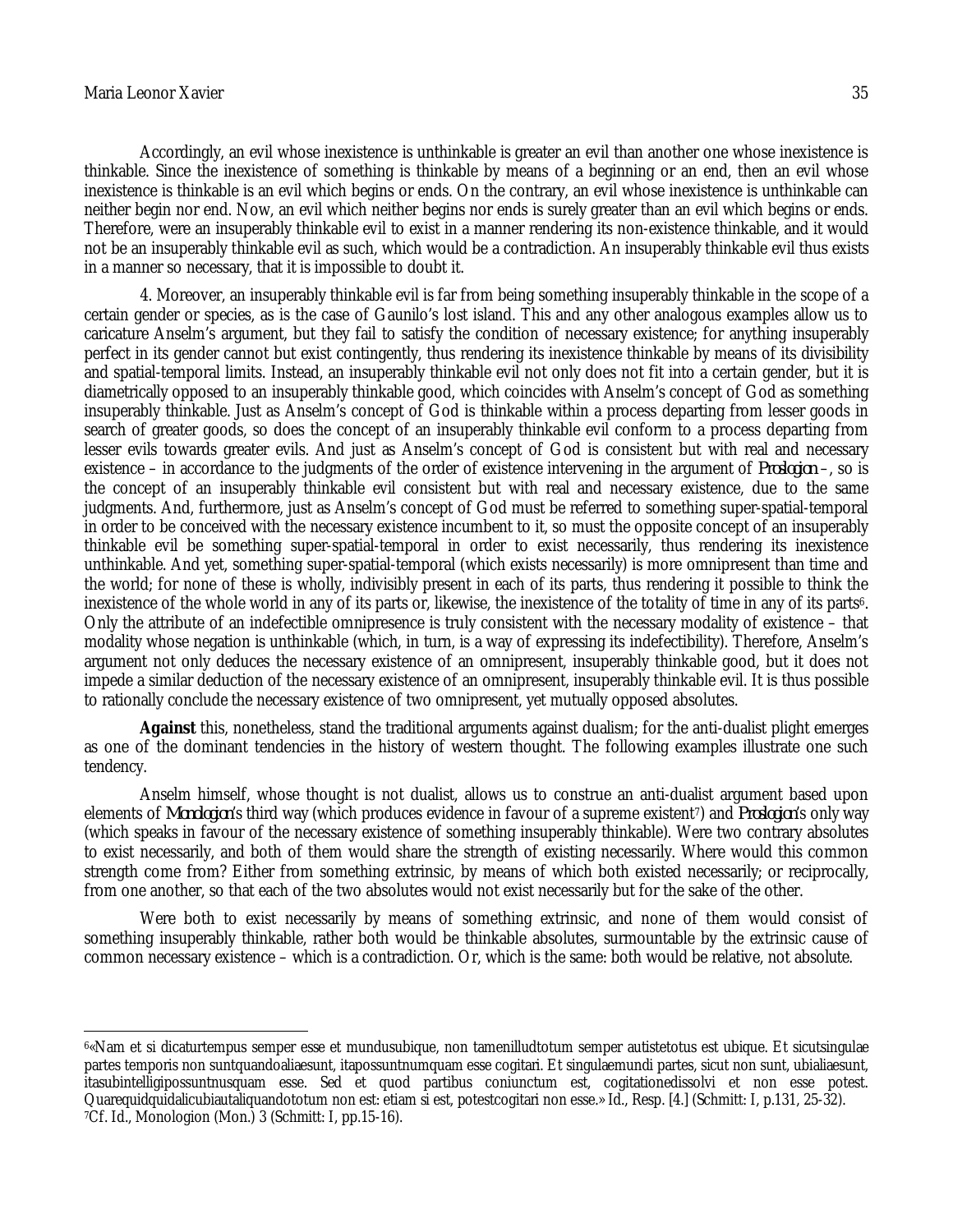Accordingly, an evil whose inexistence is unthinkable is greater an evil than another one whose inexistence is thinkable. Since the inexistence of something is thinkable by means of a beginning or an end, then an evil whose inexistence is thinkable is an evil which begins or ends. On the contrary, an evil whose inexistence is unthinkable can neither begin nor end. Now, an evil which neither begins nor ends is surely greater than an evil which begins or ends. Therefore, were an insuperably thinkable evil to exist in a manner rendering its non-existence thinkable, and it would not be an insuperably thinkable evil as such, which would be a contradiction. An insuperably thinkable evil thus exists in a manner so necessary, that it is impossible to doubt it.

4. Moreover, an insuperably thinkable evil is far from being something insuperably thinkable in the scope of a certain gender or species, as is the case of Gaunilo's lost island. This and any other analogous examples allow us to caricature Anselm's argument, but they fail to satisfy the condition of necessary existence; for anything insuperably perfect in its gender cannot but exist contingently, thus rendering its inexistence thinkable by means of its divisibility and spatial-temporal limits. Instead, an insuperably thinkable evil not only does not fit into a certain gender, but it is diametrically opposed to an insuperably thinkable good, which coincides with Anselm's concept of God as something insuperably thinkable. Just as Anselm's concept of God is thinkable within a process departing from lesser goods in search of greater goods, so does the concept of an insuperably thinkable evil conform to a process departing from lesser evils towards greater evils. And just as Anselm's concept of God is consistent but with real and necessary existence – in accordance to the judgments of the order of existence intervening in the argument of *Proslogion* –, so is the concept of an insuperably thinkable evil consistent but with real and necessary existence, due to the same judgments. And, furthermore, just as Anselm's concept of God must be referred to something super-spatial-temporal in order to be conceived with the necessary existence incumbent to it, so must the opposite concept of an insuperably thinkable evil be something super-spatial-temporal in order to exist necessarily, thus rendering its inexistence unthinkable. And yet, something super-spatial-temporal (which exists necessarily) is more omnipresent than time and the world; for none of these is wholly, indivisibly present in each of its parts, thus rendering it possible to think the inexistence of the whole world in any of its parts or, likewise, the inexistence of the totality of time in any of its parts[6]. Only the attribute of an indefectible omnipresence is truly consistent with the necessary modality of existence – that modality whose negation is unthinkable (which, in turn, is a way of expressing its indefectibility). Therefore, Anselm's argument not only deduces the necessary existence of an omnipresent, insuperably thinkable good, but it does not impede a similar deduction of the necessary existence of an omnipresent, insuperably thinkable evil. It is thus possible to rationally conclude the necessary existence of two omnipresent, yet mutually opposed absolutes.

**Against** this, nonetheless, stand the traditional arguments against dualism; for the anti-dualist plight emerges as one of the dominant tendencies in the history of western thought. The following examples illustrate one such tendency.

Anselm himself, whose thought is not dualist, allows us to construe an anti-dualist argument based upon elements of *Monologion*'s third way (which produces evidence in favour of a supreme existent[7]) and *Proslogion*'s only way (which speaks in favour of the necessary existence of something insuperably thinkable). Were two contrary absolutes to exist necessarily, and both of them would share the strength of existing necessarily. Where would this common strength come from? Either from something extrinsic, by means of which both existed necessarily; or reciprocally, from one another, so that each of the two absolutes would not exist necessarily but for the sake of the other.

Were both to exist necessarily by means of something extrinsic, and none of them would consist of something insuperably thinkable, rather both would be thinkable absolutes, surmountable by the extrinsic cause of common necessary existence – which is a contradiction. Or, which is the same: both would be relative, not absolute.

---

[6] «Nam et si dicaturtempus semper esse et mundusubique, non tamenilludtotum semper autistetotus est ubique. Et sicutsingulae partes temporis non suntquandoaliaesunt, itapossuntnumquam esse cogitari. Et singulaemundi partes, sicut non sunt, ubialiaesunt, itasubintelligipossuntnusquam esse. Sed et quod partibus coniunctum est, cogitationedissolvi et non esse potest. Quarequidquidalicubiautaliquandototum non est: etiam si est, potestcogitari non esse.» Id., Resp. [4.] (Schmitt: I, p.131, 25-32).

[7] Cf. Id., Monologion (Mon.) 3 (Schmitt: I, pp.15-16).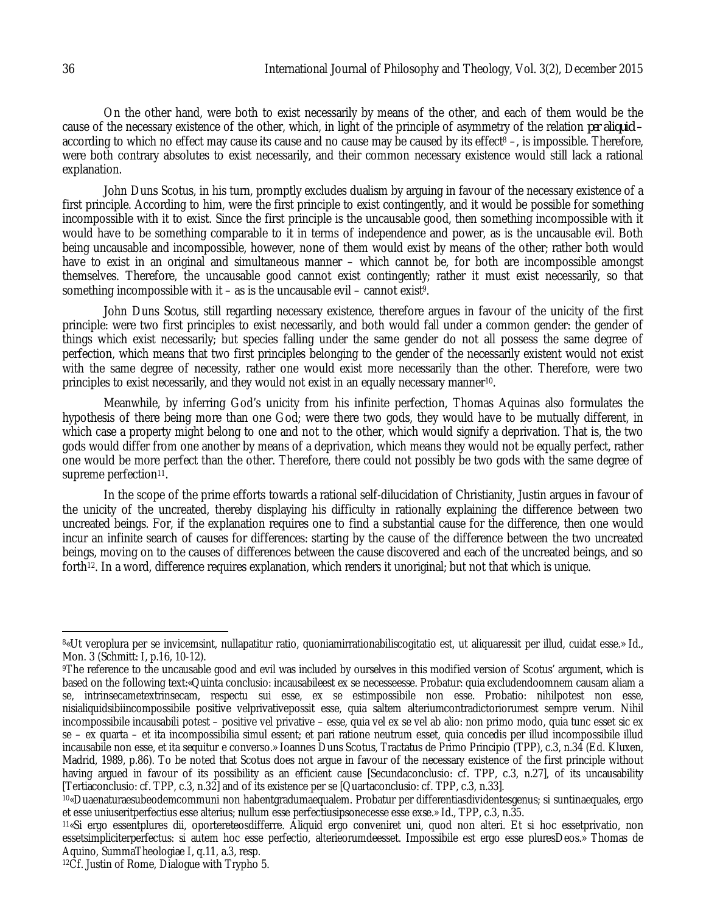On the other hand, were both to exist necessarily by means of the other, and each of them would be the cause of the necessary existence of the other, which, in light of the principle of asymmetry of the relation *per aliquid* – according to which no effect may cause its cause and no cause may be caused by its effect[8] –, is impossible. Therefore, were both contrary absolutes to exist necessarily, and their common necessary existence would still lack a rational explanation.

John Duns Scotus, in his turn, promptly excludes dualism by arguing in favour of the necessary existence of a first principle. According to him, were the first principle to exist contingently, and it would be possible for something incompossible with it to exist. Since the first principle is the uncausable good, then something incompossible with it would have to be something comparable to it in terms of independence and power, as is the uncausable evil. Both being uncausable and incompossible, however, none of them would exist by means of the other; rather both would have to exist in an original and simultaneous manner – which cannot be, for both are incompossible amongst themselves. Therefore, the uncausable good cannot exist contingently; rather it must exist necessarily, so that something incompossible with it – as is the uncausable evil – cannot exist[9].

John Duns Scotus, still regarding necessary existence, therefore argues in favour of the unicity of the first principle: were two first principles to exist necessarily, and both would fall under a common gender: the gender of things which exist necessarily; but species falling under the same gender do not all possess the same degree of perfection, which means that two first principles belonging to the gender of the necessarily existent would not exist with the same degree of necessity, rather one would exist more necessarily than the other. Therefore, were two principles to exist necessarily, and they would not exist in an equally necessary manner[10].

Meanwhile, by inferring God's unicity from his infinite perfection, Thomas Aquinas also formulates the hypothesis of there being more than one God; were there two gods, they would have to be mutually different, in which case a property might belong to one and not to the other, which would signify a deprivation. That is, the two gods would differ from one another by means of a deprivation, which means they would not be equally perfect, rather one would be more perfect than the other. Therefore, there could not possibly be two gods with the same degree of supreme perfection[11].

In the scope of the prime efforts towards a rational self-dilucidation of Christianity, Justin argues in favour of the unicity of the uncreated, thereby displaying his difficulty in rationally explaining the difference between two uncreated beings. For, if the explanation requires one to find a substantial cause for the difference, then one would incur an infinite search of causes for differences: starting by the cause of the difference between the two uncreated beings, moving on to the causes of differences between the cause discovered and each of the uncreated beings, and so forth[12]. In a word, difference requires explanation, which renders it unoriginal; but not that which is unique.

---

[8]«Ut veroplura per se invicemsint, nullapatitur ratio, quoniamirrationabiliscogitatio est, ut aliquaressit per illud, cuidat esse.» Id., Mon. 3 (Schmitt: I, p.16, 10-12).

[9]The reference to the uncausable good and evil was included by ourselves in this modified version of Scotus' argument, which is based on the following text:«Quinta conclusio: incausabileest ex se necesseesse. Probatur: quia excludendoomnem causam aliam a se, intrinsecametextrinsecam, respectu sui esse, ex se estimpossibile non esse. Probatio: nihilpotest non esse, nisialiquidsibiincompossibile positive velprivativepossit esse, quia saltem alteriumcontradictoriorumest sempre verum. Nihil incompossibile incausabili potest – positive vel privative – esse, quia vel ex se vel ab alio: non primo modo, quia tunc esset sic ex se – ex quarta – et ita incompossibilia simul essent; et pari ratione neutrum esset, quia concedis per illud incompossibile illud incausabile non esse, et ita sequitur e converso.» Ioannes Duns Scotus, Tractatus de Primo Principio (TPP), c.3, n.34 (Ed. Kluxen, Madrid, 1989, p.86). To be noted that Scotus does not argue in favour of the necessary existence of the first principle without having argued in favour of its possibility as an efficient cause [Secundaconclusio: cf. TPP, c.3, n.27], of its uncausability [Tertiaconclusio: cf. TPP, c.3, n.32] and of its existence per se [Quartaconclusio: cf. TPP, c.3, n.33].

[10]«Duaenaturaesubeodemcommuni non habentgradumaequalem. Probatur per differentiasdividentesgenus; si suntinaequales, ergo et esse uniuseritperfectius esse alterius; nullum esse perfectiusipsonecesse esse exse.» Id., TPP, c.3, n.35.

[11]«Si ergo essentplures dii, oporteretesdifferre. Aliquid ergo conveniret uni, quod non alteri. Et si hoc essetprivatio, non essetsimpliciterperfectus: si autem hoc esse perfectio, alterieorumdeesset. Impossibile est ergo esse pluresDeos.» Thomas de Aquino, SummaTheologiae I, q.11, a.3, resp.

[12]Cf. Justin of Rome, Dialogue with Trypho 5.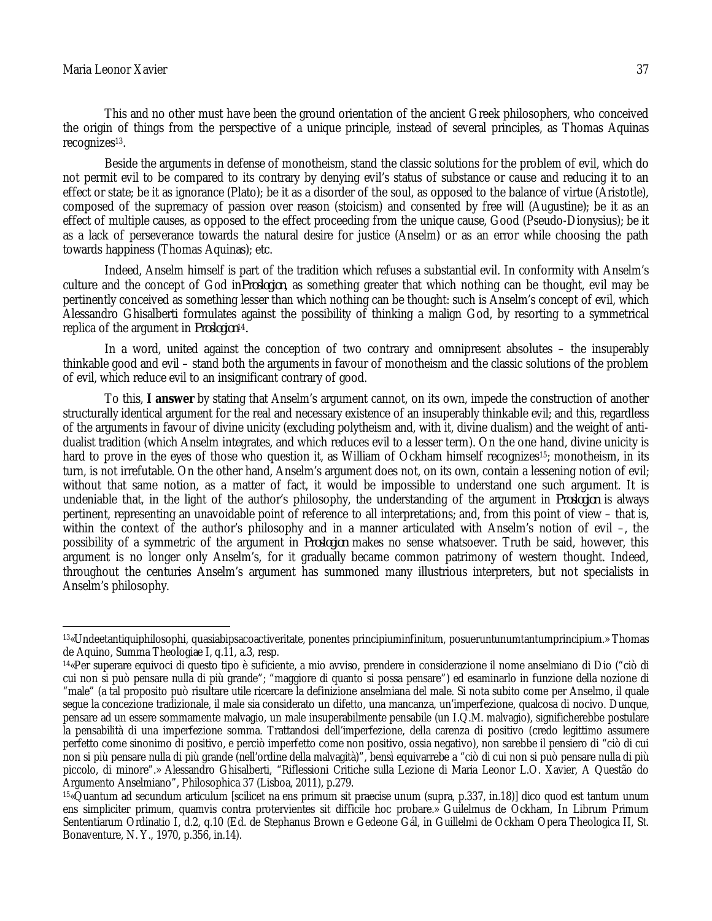This and no other must have been the ground orientation of the ancient Greek philosophers, who conceived the origin of things from the perspective of a unique principle, instead of several principles, as Thomas Aquinas recognizes[13].

Beside the arguments in defense of monotheism, stand the classic solutions for the problem of evil, which do not permit evil to be compared to its contrary by denying evil's status of substance or cause and reducing it to an effect or state; be it as ignorance (Plato); be it as a disorder of the soul, as opposed to the balance of virtue (Aristotle), composed of the supremacy of passion over reason (stoicism) and consented by free will (Augustine); be it as an effect of multiple causes, as opposed to the effect proceeding from the unique cause, Good (Pseudo-Dionysius); be it as a lack of perseverance towards the natural desire for justice (Anselm) or as an error while choosing the path towards happiness (Thomas Aquinas); etc.

Indeed, Anselm himself is part of the tradition which refuses a substantial evil. In conformity with Anselm's culture and the concept of God in *Proslogion*, as something greater that which nothing can be thought, evil may be pertinently conceived as something lesser than which nothing can be thought: such is Anselm's concept of evil, which Alessandro Ghisalberti formulates against the possibility of thinking a malign God, by resorting to a symmetrical replica of the argument in *Proslogion*[14].

In a word, united against the conception of two contrary and omnipresent absolutes – the insuperably thinkable good and evil – stand both the arguments in favour of monotheism and the classic solutions of the problem of evil, which reduce evil to an insignificant contrary of good.

To this, **I answer** by stating that Anselm's argument cannot, on its own, impede the construction of another structurally identical argument for the real and necessary existence of an insuperably thinkable evil; and this, regardless of the arguments in favour of divine unicity (excluding polytheism and, with it, divine dualism) and the weight of anti-dualist tradition (which Anselm integrates, and which reduces evil to a lesser term). On the one hand, divine unicity is hard to prove in the eyes of those who question it, as William of Ockham himself recognizes[15]; monotheism, in its turn, is not irrefutable. On the other hand, Anselm's argument does not, on its own, contain a lessening notion of evil; without that same notion, as a matter of fact, it would be impossible to understand one such argument. It is undeniable that, in the light of the author's philosophy, the understanding of the argument in *Proslogion* is always pertinent, representing an unavoidable point of reference to all interpretations; and, from this point of view – that is, within the context of the author's philosophy and in a manner articulated with Anselm's notion of evil –, the possibility of a symmetric of the argument in *Proslogion* makes no sense whatsoever. Truth be said, however, this argument is no longer only Anselm's, for it gradually became common patrimony of western thought. Indeed, throughout the centuries Anselm's argument has summoned many illustrious interpreters, but not specialists in Anselm's philosophy.

---

[13] «Undeetantiquiphilosophi, quasiabipsacoactiveritate, ponentes principiuminfinitum, posueruntunumtantumprincipium.» Thomas de Aquino, Summa Theologiae I, q.11, a.3, resp.

[14] «Per superare equivoci di questo tipo è suficiente, a mio avviso, prendere in considerazione il nome anselmiano di Dio ("ciò di cui non si può pensare nulla di più grande"; "maggiore di quanto si possa pensare") ed esaminarlo in funzione della nozione di "male" (a tal proposito può risultare utile ricercare la definizione anselmiana del male. Si nota subito come per Anselmo, il quale segue la concezione tradizionale, il male sia considerato un difetto, una mancanza, un'imperfezione, qualcosa di nocivo. Dunque, pensare ad un essere sommamente malvagio, un male insuperabilmente pensabile (un I.Q.M. malvagio), significherebbe postulare la pensabilità di una imperfezione somma. Trattandosi dell'imperfezione, della carenza di positivo (credo legittimo assumere perfetto come sinonimo di positivo, e perciò imperfetto come non positivo, ossia negativo), non sarebbe il pensiero di "ciò di cui non si più pensare nulla di più grande (nell'ordine della malvagità)", bensì equivarrebbe a "ciò di cui non si può pensare nulla di più piccolo, di minore".» Alessandro Ghisalberti, "Riflessioni Critiche sulla Lezione di Maria Leonor L.O. Xavier, A Questão do Argumento Anselmiano", Philosophica 37 (Lisboa, 2011), p.279.

[15] «Quantum ad secundum articulum [scilicet na ens primum sit praecise unum (supra, p.337, in.18)] dico quod est tantum unum ens simpliciter primum, quamvis contra protervientes sit difficile hoc probare.» Guilelmus de Ockham, In Librum Primum Sententiarum Ordinatio I, d.2, q.10 (Ed. de Stephanus Brown e Gedeone Gál, in Guillelmi de Ockham Opera Theologica II, St. Bonaventure, N. Y., 1970, p.356, in.14).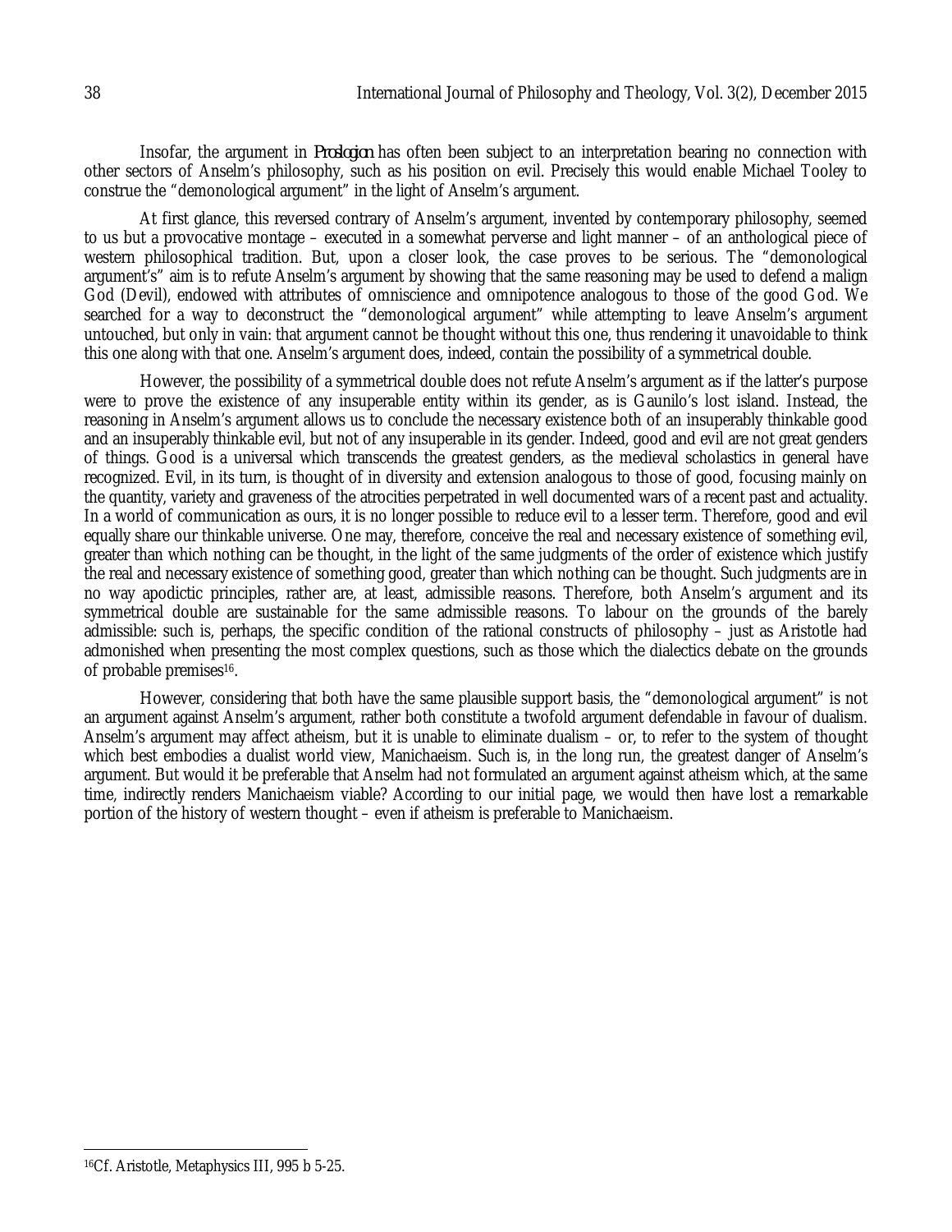Insofar, the argument in *Proslogion* has often been subject to an interpretation bearing no connection with other sectors of Anselm's philosophy, such as his position on evil. Precisely this would enable Michael Tooley to construe the "demonological argument" in the light of Anselm's argument.

At first glance, this reversed contrary of Anselm's argument, invented by contemporary philosophy, seemed to us but a provocative montage – executed in a somewhat perverse and light manner – of an anthological piece of western philosophical tradition. But, upon a closer look, the case proves to be serious. The "demonological argument's" aim is to refute Anselm's argument by showing that the same reasoning may be used to defend a malign God (Devil), endowed with attributes of omniscience and omnipotence analogous to those of the good God. We searched for a way to deconstruct the "demonological argument" while attempting to leave Anselm's argument untouched, but only in vain: that argument cannot be thought without this one, thus rendering it unavoidable to think this one along with that one. Anselm's argument does, indeed, contain the possibility of a symmetrical double.

However, the possibility of a symmetrical double does not refute Anselm's argument as if the latter's purpose were to prove the existence of any insuperable entity within its gender, as is Gaunilo's lost island. Instead, the reasoning in Anselm's argument allows us to conclude the necessary existence both of an insuperably thinkable good and an insuperably thinkable evil, but not of any insuperable in its gender. Indeed, good and evil are not great genders of things. Good is a universal which transcends the greatest genders, as the medieval scholastics in general have recognized. Evil, in its turn, is thought of in diversity and extension analogous to those of good, focusing mainly on the quantity, variety and graveness of the atrocities perpetrated in well documented wars of a recent past and actuality. In a world of communication as ours, it is no longer possible to reduce evil to a lesser term. Therefore, good and evil equally share our thinkable universe. One may, therefore, conceive the real and necessary existence of something evil, greater than which nothing can be thought, in the light of the same judgments of the order of existence which justify the real and necessary existence of something good, greater than which nothing can be thought. Such judgments are in no way apodictic principles, rather are, at least, admissible reasons. Therefore, both Anselm's argument and its symmetrical double are sustainable for the same admissible reasons. To labour on the grounds of the barely admissible: such is, perhaps, the specific condition of the rational constructs of philosophy – just as Aristotle had admonished when presenting the most complex questions, such as those which the dialectics debate on the grounds of probable premises[16].

However, considering that both have the same plausible support basis, the "demonological argument" is not an argument against Anselm's argument, rather both constitute a twofold argument defendable in favour of dualism. Anselm's argument may affect atheism, but it is unable to eliminate dualism – or, to refer to the system of thought which best embodies a dualist world view, Manichaeism. Such is, in the long run, the greatest danger of Anselm's argument. But would it be preferable that Anselm had not formulated an argument against atheism which, at the same time, indirectly renders Manichaeism viable? According to our initial page, we would then have lost a remarkable portion of the history of western thought – even if atheism is preferable to Manichaeism.

[16]Cf. Aristotle, Metaphysics III, 995 b 5-25.